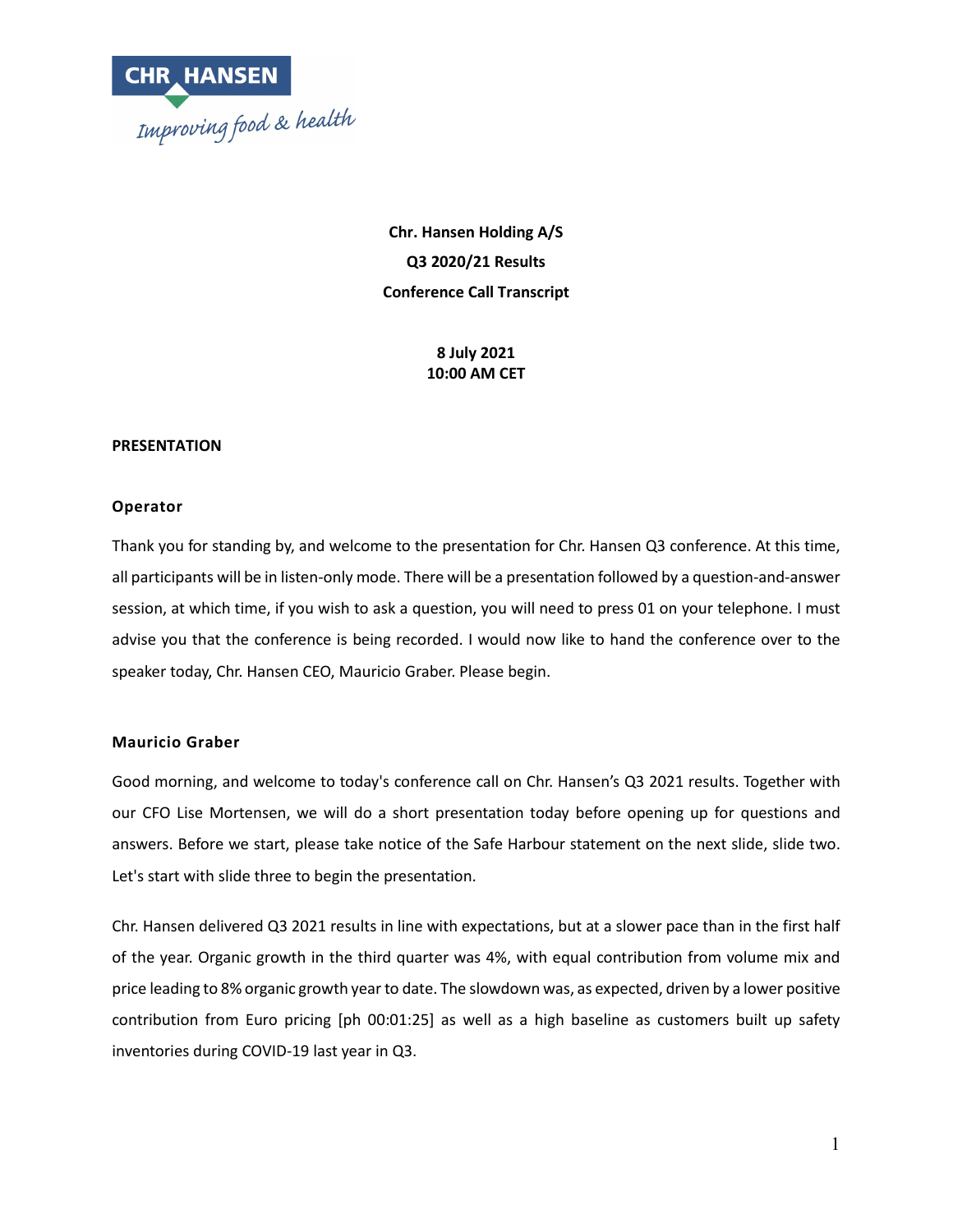**Chr. Hansen Holding A/S**

**Q3 2020/21 Results**

**Conference Call Transcript**

**8 July 2021**
**10:00 AM CET**

**PRESENTATION**

**Operator**

Thank you for standing by, and welcome to the presentation for Chr. Hansen Q3 conference. At this time, all participants will be in listen-only mode. There will be a presentation followed by a question-and-answer session, at which time, if you wish to ask a question, you will need to press 01 on your telephone. I must advise you that the conference is being recorded. I would now like to hand the conference over to the speaker today, Chr. Hansen CEO, Mauricio Graber. Please begin.

**Mauricio Graber**

Good morning, and welcome to today's conference call on Chr. Hansen's Q3 2021 results. Together with our CFO Lise Mortensen, we will do a short presentation today before opening up for questions and answers. Before we start, please take notice of the Safe Harbour statement on the next slide, slide two. Let's start with slide three to begin the presentation.

Chr. Hansen delivered Q3 2021 results in line with expectations, but at a slower pace than in the first half of the year. Organic growth in the third quarter was 4%, with equal contribution from volume mix and price leading to 8% organic growth year to date. The slowdown was, as expected, driven by a lower positive contribution from Euro pricing [ph 00:01:25] as well as a high baseline as customers built up safety inventories during COVID-19 last year in Q3.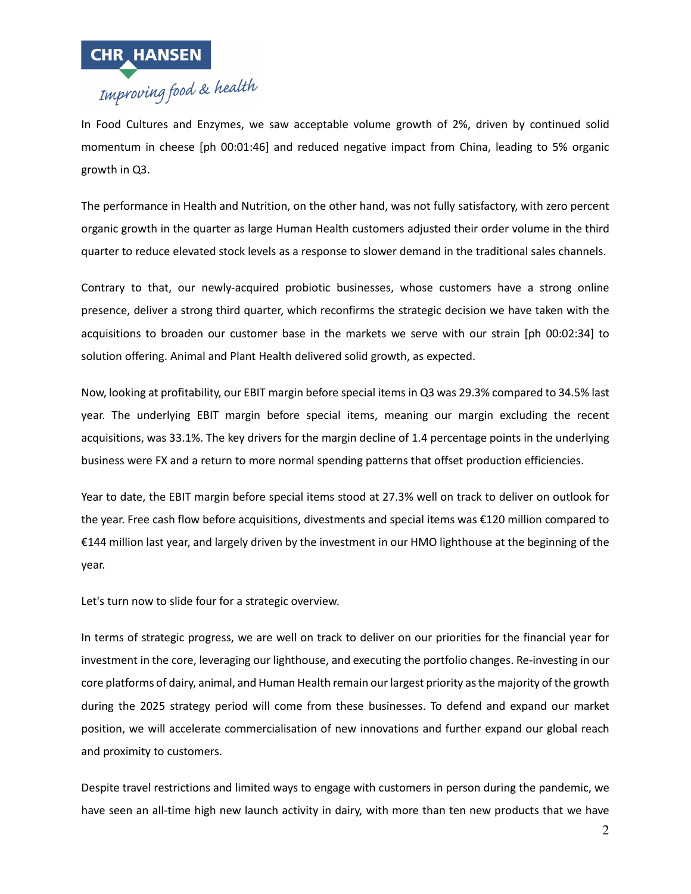In Food Cultures and Enzymes, we saw acceptable volume growth of 2%, driven by continued solid momentum in cheese [ph 00:01:46] and reduced negative impact from China, leading to 5% organic growth in Q3.

The performance in Health and Nutrition, on the other hand, was not fully satisfactory, with zero percent organic growth in the quarter as large Human Health customers adjusted their order volume in the third quarter to reduce elevated stock levels as a response to slower demand in the traditional sales channels.

Contrary to that, our newly-acquired probiotic businesses, whose customers have a strong online presence, deliver a strong third quarter, which reconfirms the strategic decision we have taken with the acquisitions to broaden our customer base in the markets we serve with our strain [ph 00:02:34] to solution offering. Animal and Plant Health delivered solid growth, as expected.

Now, looking at profitability, our EBIT margin before special items in Q3 was 29.3% compared to 34.5% last year. The underlying EBIT margin before special items, meaning our margin excluding the recent acquisitions, was 33.1%. The key drivers for the margin decline of 1.4 percentage points in the underlying business were FX and a return to more normal spending patterns that offset production efficiencies.

Year to date, the EBIT margin before special items stood at 27.3% well on track to deliver on outlook for the year. Free cash flow before acquisitions, divestments and special items was €120 million compared to €144 million last year, and largely driven by the investment in our HMO lighthouse at the beginning of the year.

Let's turn now to slide four for a strategic overview.

In terms of strategic progress, we are well on track to deliver on our priorities for the financial year for investment in the core, leveraging our lighthouse, and executing the portfolio changes. Re-investing in our core platforms of dairy, animal, and Human Health remain our largest priority as the majority of the growth during the 2025 strategy period will come from these businesses. To defend and expand our market position, we will accelerate commercialisation of new innovations and further expand our global reach and proximity to customers.

Despite travel restrictions and limited ways to engage with customers in person during the pandemic, we have seen an all-time high new launch activity in dairy, with more than ten new products that we have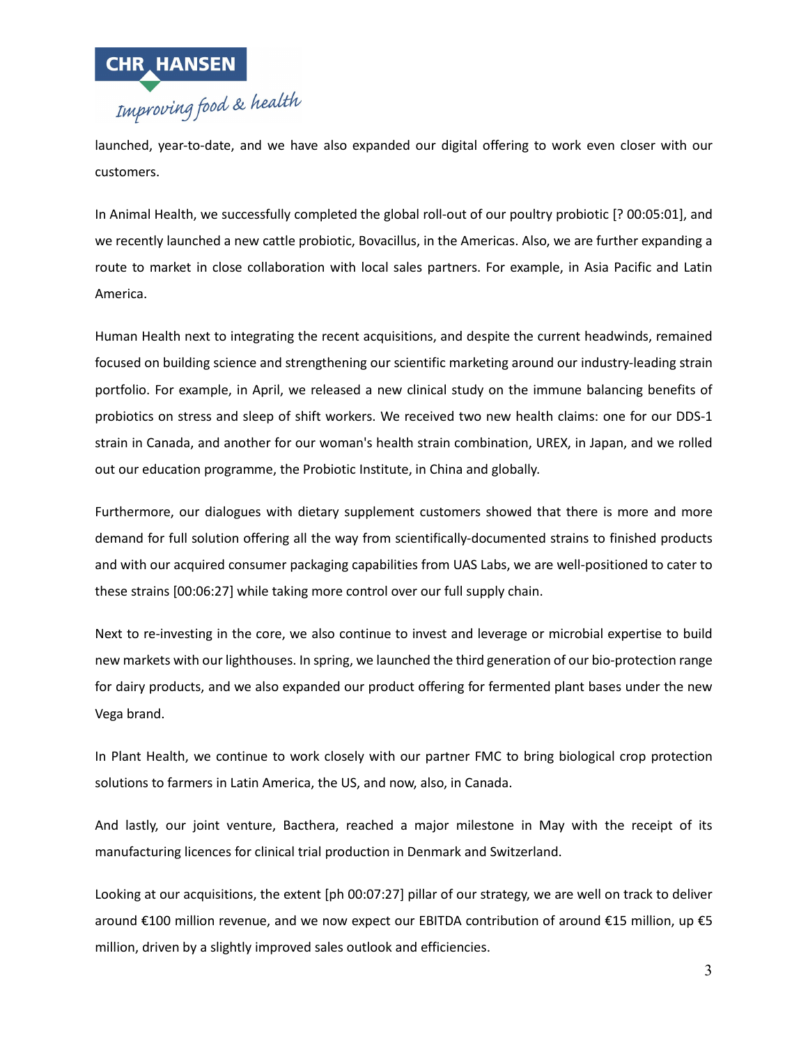launched, year-to-date, and we have also expanded our digital offering to work even closer with our customers.

In Animal Health, we successfully completed the global roll-out of our poultry probiotic [? 00:05:01], and we recently launched a new cattle probiotic, Bovacillus, in the Americas. Also, we are further expanding a route to market in close collaboration with local sales partners. For example, in Asia Pacific and Latin America.

Human Health next to integrating the recent acquisitions, and despite the current headwinds, remained focused on building science and strengthening our scientific marketing around our industry-leading strain portfolio. For example, in April, we released a new clinical study on the immune balancing benefits of probiotics on stress and sleep of shift workers. We received two new health claims: one for our DDS-1 strain in Canada, and another for our woman's health strain combination, UREX, in Japan, and we rolled out our education programme, the Probiotic Institute, in China and globally.

Furthermore, our dialogues with dietary supplement customers showed that there is more and more demand for full solution offering all the way from scientifically-documented strains to finished products and with our acquired consumer packaging capabilities from UAS Labs, we are well-positioned to cater to these strains [00:06:27] while taking more control over our full supply chain.

Next to re-investing in the core, we also continue to invest and leverage or microbial expertise to build new markets with our lighthouses. In spring, we launched the third generation of our bio-protection range for dairy products, and we also expanded our product offering for fermented plant bases under the new Vega brand.

In Plant Health, we continue to work closely with our partner FMC to bring biological crop protection solutions to farmers in Latin America, the US, and now, also, in Canada.

And lastly, our joint venture, Bacthera, reached a major milestone in May with the receipt of its manufacturing licences for clinical trial production in Denmark and Switzerland.

Looking at our acquisitions, the extent [ph 00:07:27] pillar of our strategy, we are well on track to deliver around €100 million revenue, and we now expect our EBITDA contribution of around €15 million, up €5 million, driven by a slightly improved sales outlook and efficiencies.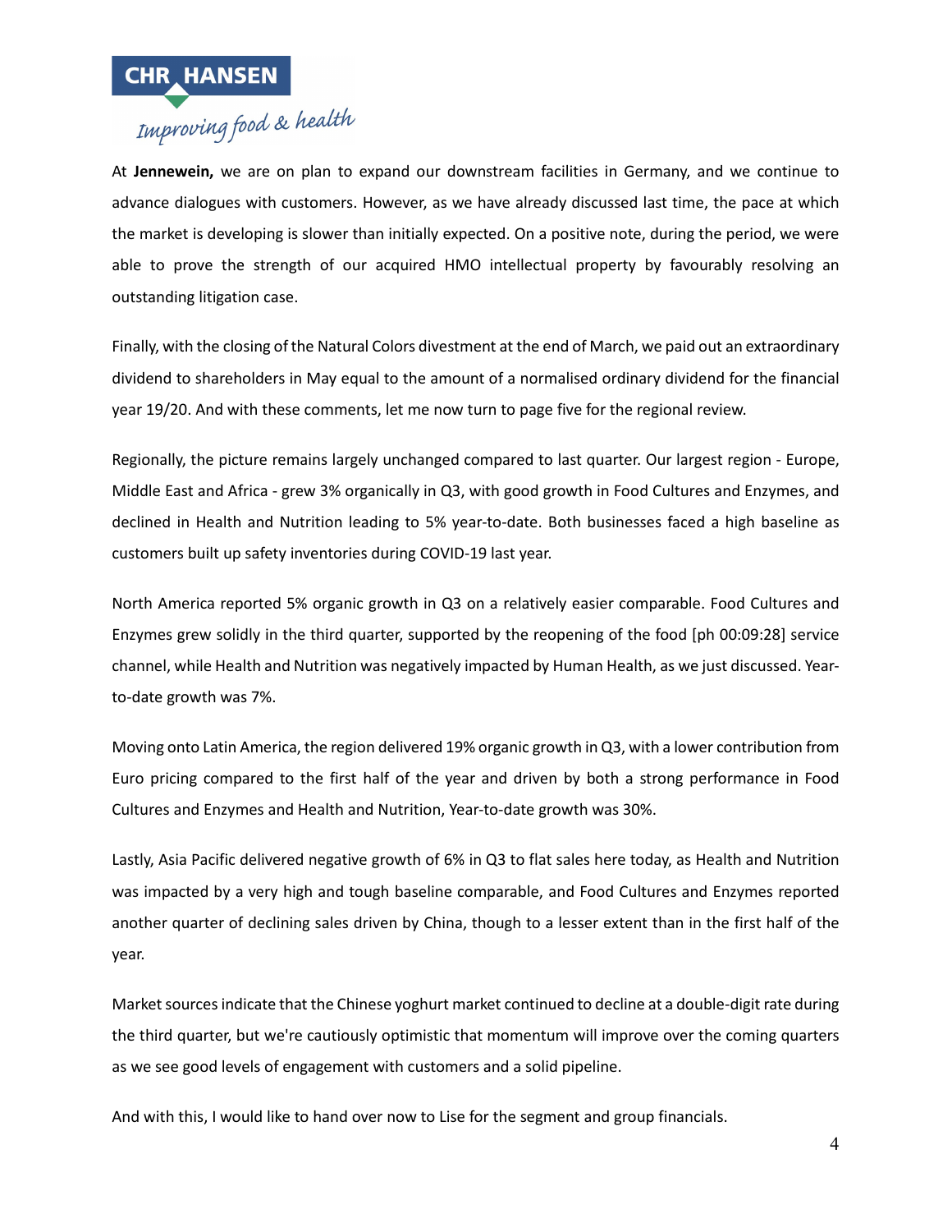At **Jennewein,** we are on plan to expand our downstream facilities in Germany, and we continue to advance dialogues with customers. However, as we have already discussed last time, the pace at which the market is developing is slower than initially expected. On a positive note, during the period, we were able to prove the strength of our acquired HMO intellectual property by favourably resolving an outstanding litigation case.

Finally, with the closing of the Natural Colors divestment at the end of March, we paid out an extraordinary dividend to shareholders in May equal to the amount of a normalised ordinary dividend for the financial year 19/20. And with these comments, let me now turn to page five for the regional review.

Regionally, the picture remains largely unchanged compared to last quarter. Our largest region - Europe, Middle East and Africa - grew 3% organically in Q3, with good growth in Food Cultures and Enzymes, and declined in Health and Nutrition leading to 5% year-to-date. Both businesses faced a high baseline as customers built up safety inventories during COVID-19 last year.

North America reported 5% organic growth in Q3 on a relatively easier comparable. Food Cultures and Enzymes grew solidly in the third quarter, supported by the reopening of the food [ph 00:09:28] service channel, while Health and Nutrition was negatively impacted by Human Health, as we just discussed. Year-to-date growth was 7%.

Moving onto Latin America, the region delivered 19% organic growth in Q3, with a lower contribution from Euro pricing compared to the first half of the year and driven by both a strong performance in Food Cultures and Enzymes and Health and Nutrition, Year-to-date growth was 30%.

Lastly, Asia Pacific delivered negative growth of 6% in Q3 to flat sales here today, as Health and Nutrition was impacted by a very high and tough baseline comparable, and Food Cultures and Enzymes reported another quarter of declining sales driven by China, though to a lesser extent than in the first half of the year.

Market sources indicate that the Chinese yoghurt market continued to decline at a double-digit rate during the third quarter, but we're cautiously optimistic that momentum will improve over the coming quarters as we see good levels of engagement with customers and a solid pipeline.

And with this, I would like to hand over now to Lise for the segment and group financials.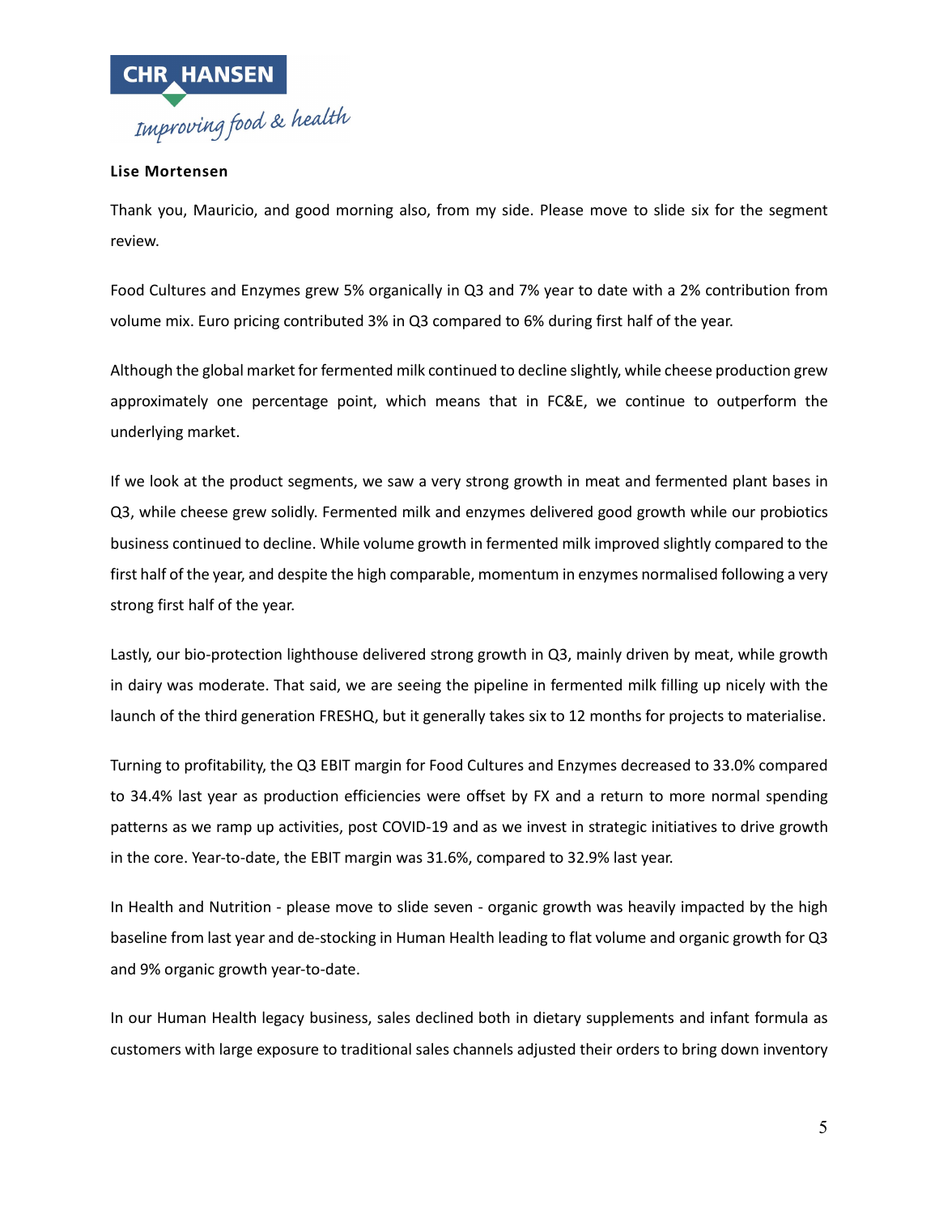**Lise Mortensen**

Thank you, Mauricio, and good morning also, from my side. Please move to slide six for the segment review.

Food Cultures and Enzymes grew 5% organically in Q3 and 7% year to date with a 2% contribution from volume mix. Euro pricing contributed 3% in Q3 compared to 6% during first half of the year.

Although the global market for fermented milk continued to decline slightly, while cheese production grew approximately one percentage point, which means that in FC&E, we continue to outperform the underlying market.

If we look at the product segments, we saw a very strong growth in meat and fermented plant bases in Q3, while cheese grew solidly. Fermented milk and enzymes delivered good growth while our probiotics business continued to decline. While volume growth in fermented milk improved slightly compared to the first half of the year, and despite the high comparable, momentum in enzymes normalised following a very strong first half of the year.

Lastly, our bio-protection lighthouse delivered strong growth in Q3, mainly driven by meat, while growth in dairy was moderate. That said, we are seeing the pipeline in fermented milk filling up nicely with the launch of the third generation FRESHQ, but it generally takes six to 12 months for projects to materialise.

Turning to profitability, the Q3 EBIT margin for Food Cultures and Enzymes decreased to 33.0% compared to 34.4% last year as production efficiencies were offset by FX and a return to more normal spending patterns as we ramp up activities, post COVID-19 and as we invest in strategic initiatives to drive growth in the core. Year-to-date, the EBIT margin was 31.6%, compared to 32.9% last year.

In Health and Nutrition - please move to slide seven - organic growth was heavily impacted by the high baseline from last year and de-stocking in Human Health leading to flat volume and organic growth for Q3 and 9% organic growth year-to-date.

In our Human Health legacy business, sales declined both in dietary supplements and infant formula as customers with large exposure to traditional sales channels adjusted their orders to bring down inventory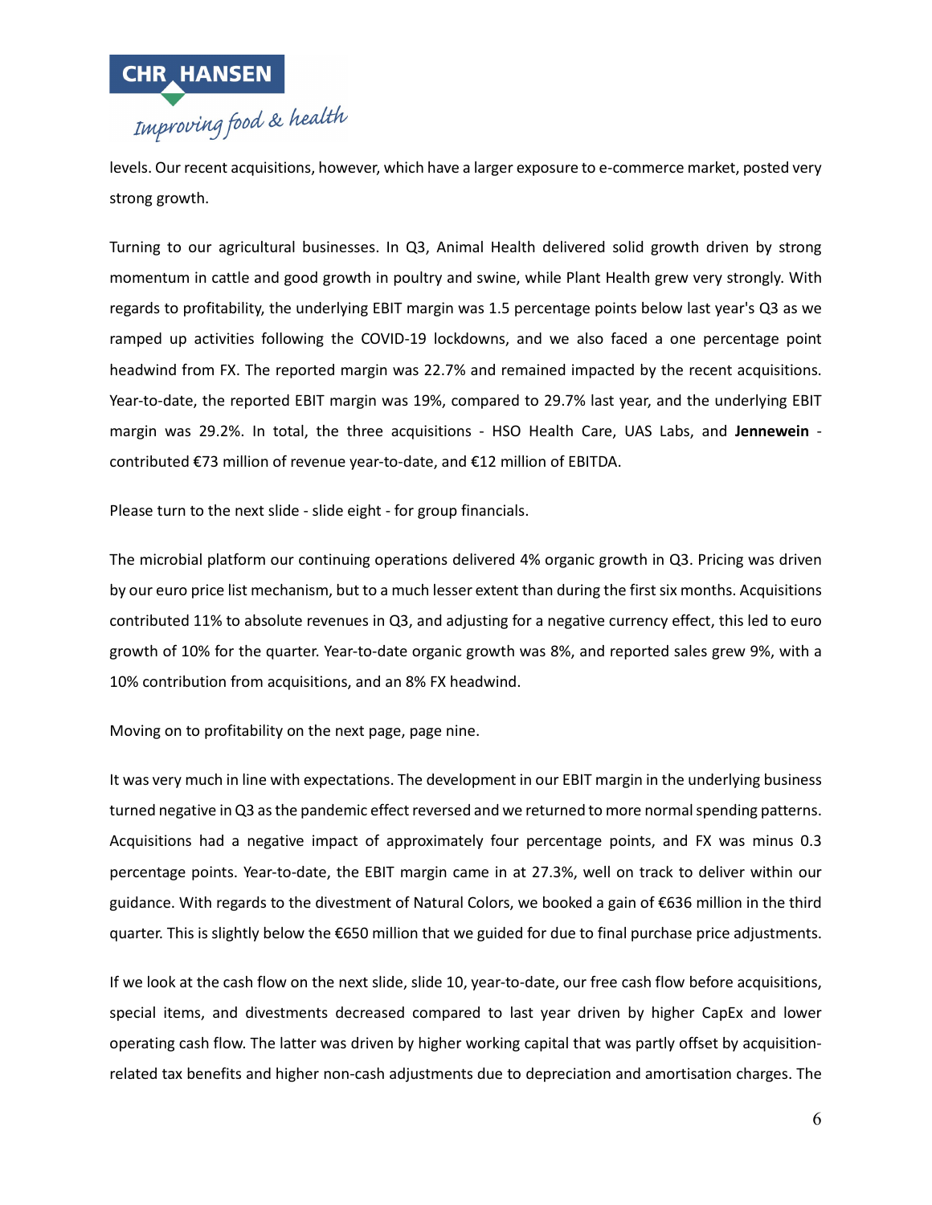levels. Our recent acquisitions, however, which have a larger exposure to e-commerce market, posted very strong growth.

Turning to our agricultural businesses. In Q3, Animal Health delivered solid growth driven by strong momentum in cattle and good growth in poultry and swine, while Plant Health grew very strongly. With regards to profitability, the underlying EBIT margin was 1.5 percentage points below last year's Q3 as we ramped up activities following the COVID-19 lockdowns, and we also faced a one percentage point headwind from FX. The reported margin was 22.7% and remained impacted by the recent acquisitions. Year-to-date, the reported EBIT margin was 19%, compared to 29.7% last year, and the underlying EBIT margin was 29.2%. In total, the three acquisitions - HSO Health Care, UAS Labs, and **Jennewein** - contributed €73 million of revenue year-to-date, and €12 million of EBITDA.

Please turn to the next slide - slide eight - for group financials.

The microbial platform our continuing operations delivered 4% organic growth in Q3. Pricing was driven by our euro price list mechanism, but to a much lesser extent than during the first six months. Acquisitions contributed 11% to absolute revenues in Q3, and adjusting for a negative currency effect, this led to euro growth of 10% for the quarter. Year-to-date organic growth was 8%, and reported sales grew 9%, with a 10% contribution from acquisitions, and an 8% FX headwind.

Moving on to profitability on the next page, page nine.

It was very much in line with expectations. The development in our EBIT margin in the underlying business turned negative in Q3 as the pandemic effect reversed and we returned to more normal spending patterns. Acquisitions had a negative impact of approximately four percentage points, and FX was minus 0.3 percentage points. Year-to-date, the EBIT margin came in at 27.3%, well on track to deliver within our guidance. With regards to the divestment of Natural Colors, we booked a gain of €636 million in the third quarter. This is slightly below the €650 million that we guided for due to final purchase price adjustments.

If we look at the cash flow on the next slide, slide 10, year-to-date, our free cash flow before acquisitions, special items, and divestments decreased compared to last year driven by higher CapEx and lower operating cash flow. The latter was driven by higher working capital that was partly offset by acquisition-related tax benefits and higher non-cash adjustments due to depreciation and amortisation charges. The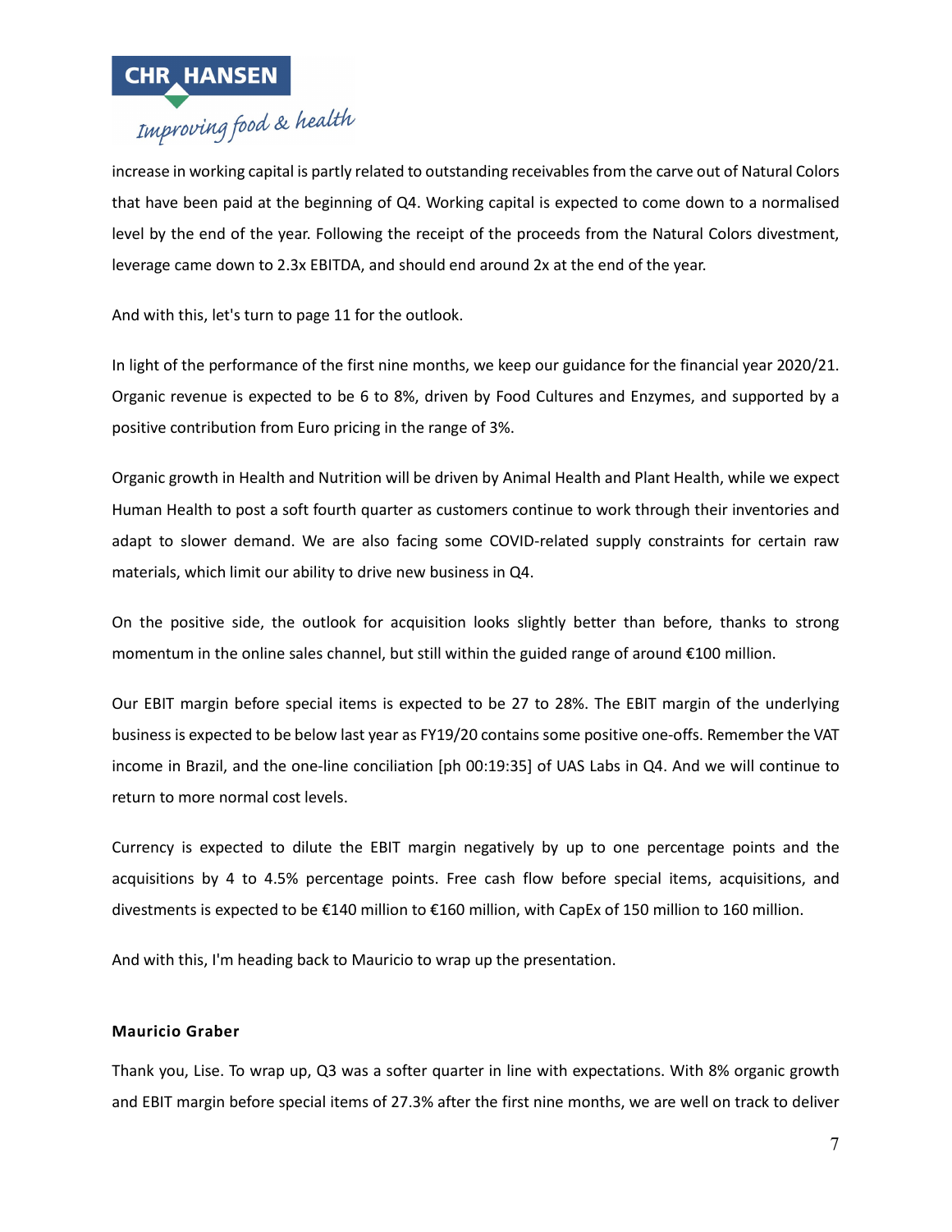increase in working capital is partly related to outstanding receivables from the carve out of Natural Colors that have been paid at the beginning of Q4. Working capital is expected to come down to a normalised level by the end of the year. Following the receipt of the proceeds from the Natural Colors divestment, leverage came down to 2.3x EBITDA, and should end around 2x at the end of the year.

And with this, let's turn to page 11 for the outlook.

In light of the performance of the first nine months, we keep our guidance for the financial year 2020/21. Organic revenue is expected to be 6 to 8%, driven by Food Cultures and Enzymes, and supported by a positive contribution from Euro pricing in the range of 3%.

Organic growth in Health and Nutrition will be driven by Animal Health and Plant Health, while we expect Human Health to post a soft fourth quarter as customers continue to work through their inventories and adapt to slower demand. We are also facing some COVID-related supply constraints for certain raw materials, which limit our ability to drive new business in Q4.

On the positive side, the outlook for acquisition looks slightly better than before, thanks to strong momentum in the online sales channel, but still within the guided range of around €100 million.

Our EBIT margin before special items is expected to be 27 to 28%. The EBIT margin of the underlying business is expected to be below last year as FY19/20 contains some positive one-offs. Remember the VAT income in Brazil, and the one-line conciliation [ph 00:19:35] of UAS Labs in Q4. And we will continue to return to more normal cost levels.

Currency is expected to dilute the EBIT margin negatively by up to one percentage points and the acquisitions by 4 to 4.5% percentage points. Free cash flow before special items, acquisitions, and divestments is expected to be €140 million to €160 million, with CapEx of 150 million to 160 million.

And with this, I'm heading back to Mauricio to wrap up the presentation.

**Mauricio Graber**

Thank you, Lise. To wrap up, Q3 was a softer quarter in line with expectations. With 8% organic growth and EBIT margin before special items of 27.3% after the first nine months, we are well on track to deliver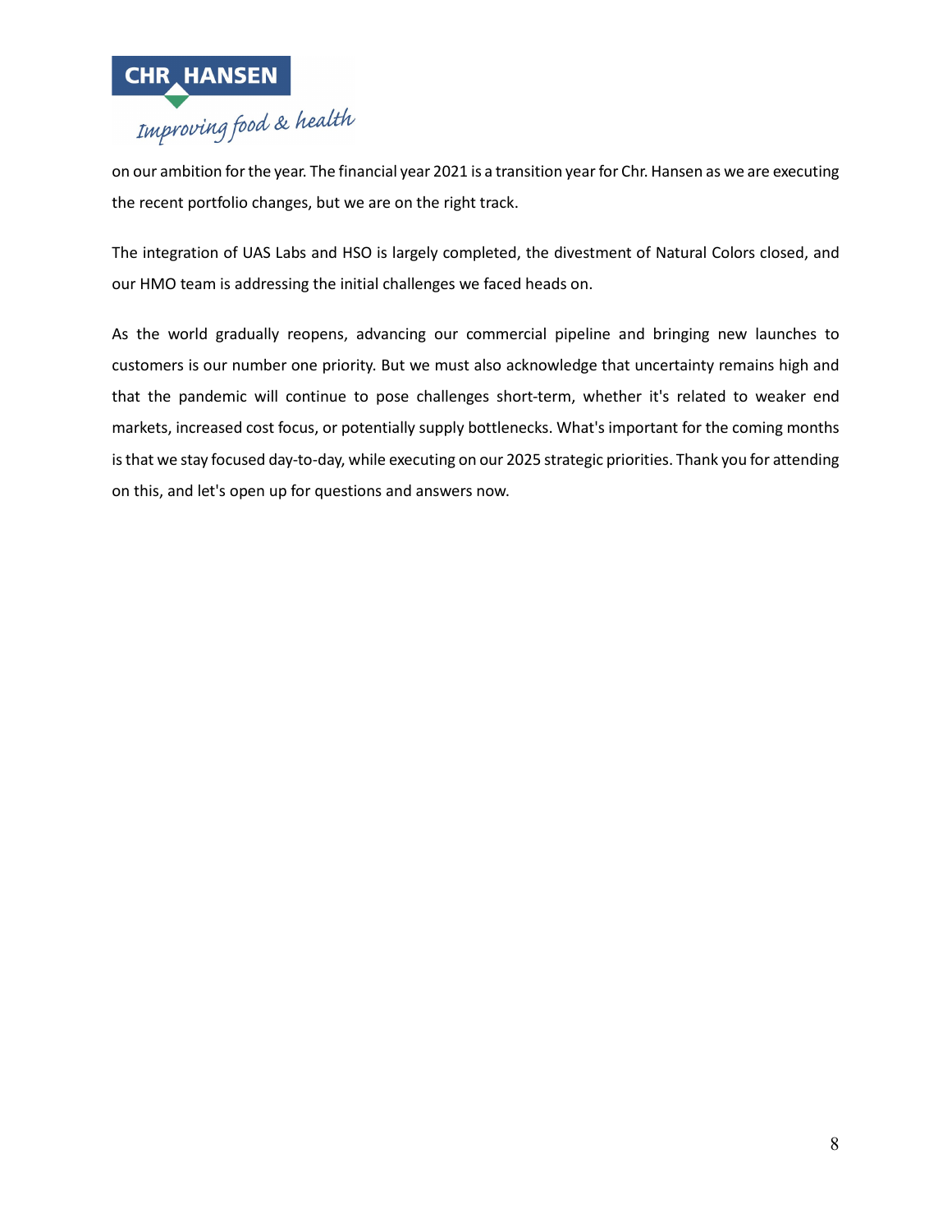on our ambition for the year. The financial year 2021 is a transition year for Chr. Hansen as we are executing the recent portfolio changes, but we are on the right track.

The integration of UAS Labs and HSO is largely completed, the divestment of Natural Colors closed, and our HMO team is addressing the initial challenges we faced heads on.

As the world gradually reopens, advancing our commercial pipeline and bringing new launches to customers is our number one priority. But we must also acknowledge that uncertainty remains high and that the pandemic will continue to pose challenges short-term, whether it's related to weaker end markets, increased cost focus, or potentially supply bottlenecks. What's important for the coming months is that we stay focused day-to-day, while executing on our 2025 strategic priorities. Thank you for attending on this, and let's open up for questions and answers now.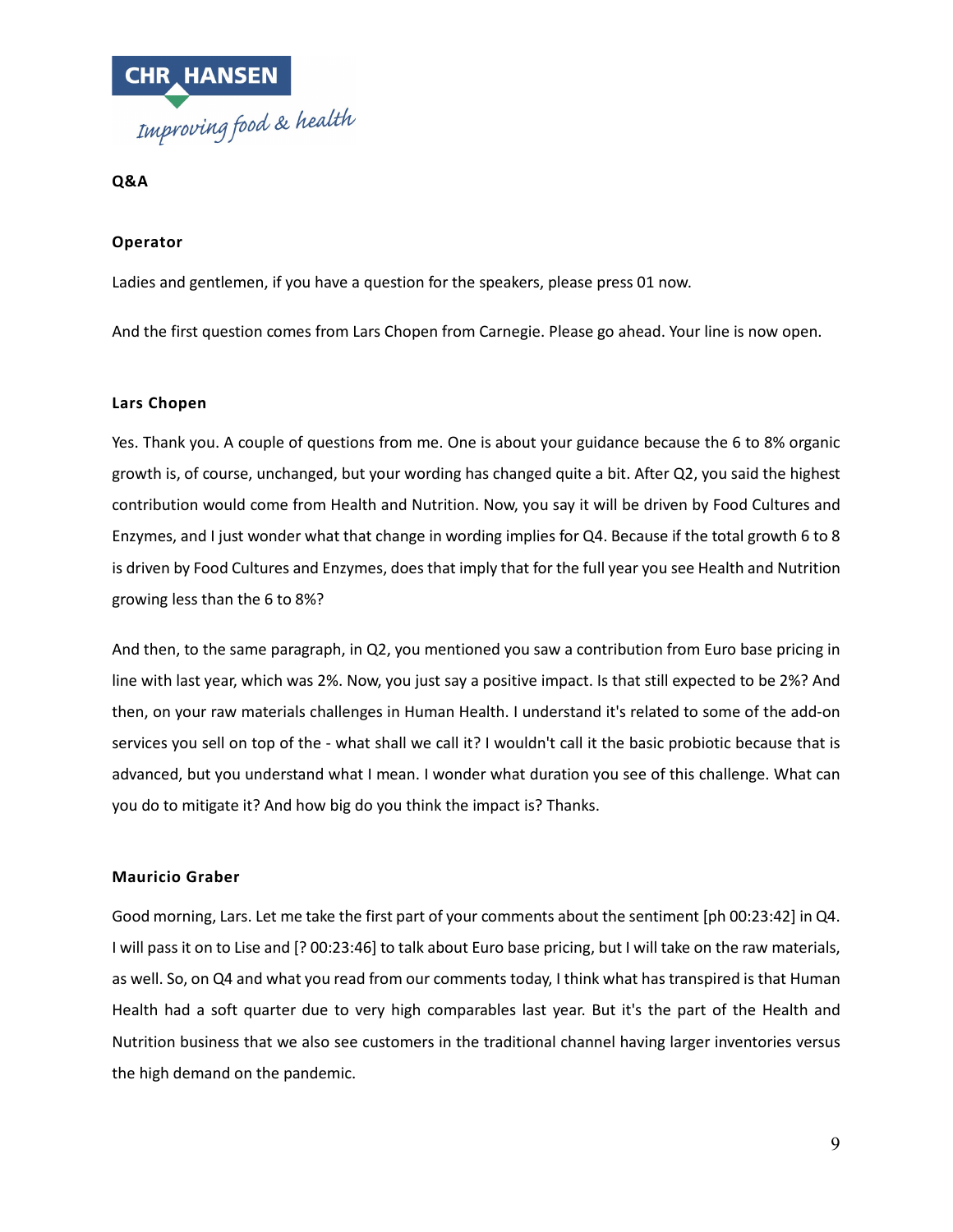**Q&A**

**Operator**

Ladies and gentlemen, if you have a question for the speakers, please press 01 now.

And the first question comes from Lars Chopen from Carnegie. Please go ahead. Your line is now open.

**Lars Chopen**

Yes. Thank you. A couple of questions from me. One is about your guidance because the 6 to 8% organic growth is, of course, unchanged, but your wording has changed quite a bit. After Q2, you said the highest contribution would come from Health and Nutrition. Now, you say it will be driven by Food Cultures and Enzymes, and I just wonder what that change in wording implies for Q4. Because if the total growth 6 to 8 is driven by Food Cultures and Enzymes, does that imply that for the full year you see Health and Nutrition growing less than the 6 to 8%?

And then, to the same paragraph, in Q2, you mentioned you saw a contribution from Euro base pricing in line with last year, which was 2%. Now, you just say a positive impact. Is that still expected to be 2%? And then, on your raw materials challenges in Human Health. I understand it's related to some of the add-on services you sell on top of the - what shall we call it? I wouldn't call it the basic probiotic because that is advanced, but you understand what I mean. I wonder what duration you see of this challenge. What can you do to mitigate it? And how big do you think the impact is? Thanks.

**Mauricio Graber**

Good morning, Lars. Let me take the first part of your comments about the sentiment [ph 00:23:42] in Q4. I will pass it on to Lise and [? 00:23:46] to talk about Euro base pricing, but I will take on the raw materials, as well. So, on Q4 and what you read from our comments today, I think what has transpired is that Human Health had a soft quarter due to very high comparables last year. But it's the part of the Health and Nutrition business that we also see customers in the traditional channel having larger inventories versus the high demand on the pandemic.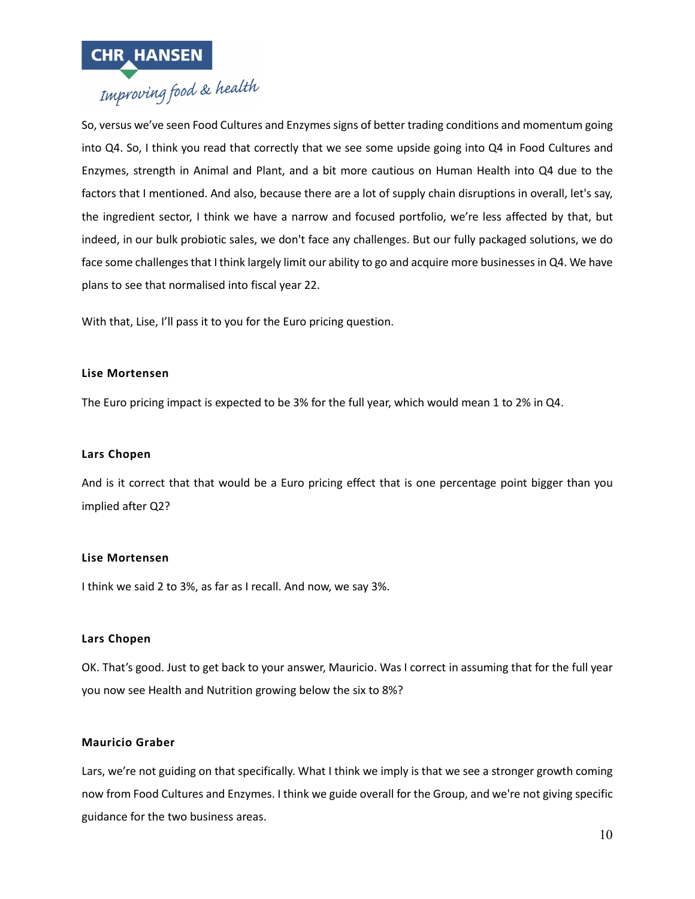So, versus we've seen Food Cultures and Enzymes signs of better trading conditions and momentum going into Q4. So, I think you read that correctly that we see some upside going into Q4 in Food Cultures and Enzymes, strength in Animal and Plant, and a bit more cautious on Human Health into Q4 due to the factors that I mentioned. And also, because there are a lot of supply chain disruptions in overall, let's say, the ingredient sector, I think we have a narrow and focused portfolio, we're less affected by that, but indeed, in our bulk probiotic sales, we don't face any challenges. But our fully packaged solutions, we do face some challenges that I think largely limit our ability to go and acquire more businesses in Q4. We have plans to see that normalised into fiscal year 22.

With that, Lise, I'll pass it to you for the Euro pricing question.

**Lise Mortensen**

The Euro pricing impact is expected to be 3% for the full year, which would mean 1 to 2% in Q4.

**Lars Chopen**

And is it correct that that would be a Euro pricing effect that is one percentage point bigger than you implied after Q2?

**Lise Mortensen**

I think we said 2 to 3%, as far as I recall. And now, we say 3%.

**Lars Chopen**

OK. That's good. Just to get back to your answer, Mauricio. Was I correct in assuming that for the full year you now see Health and Nutrition growing below the six to 8%?

**Mauricio Graber**

Lars, we're not guiding on that specifically. What I think we imply is that we see a stronger growth coming now from Food Cultures and Enzymes. I think we guide overall for the Group, and we're not giving specific guidance for the two business areas.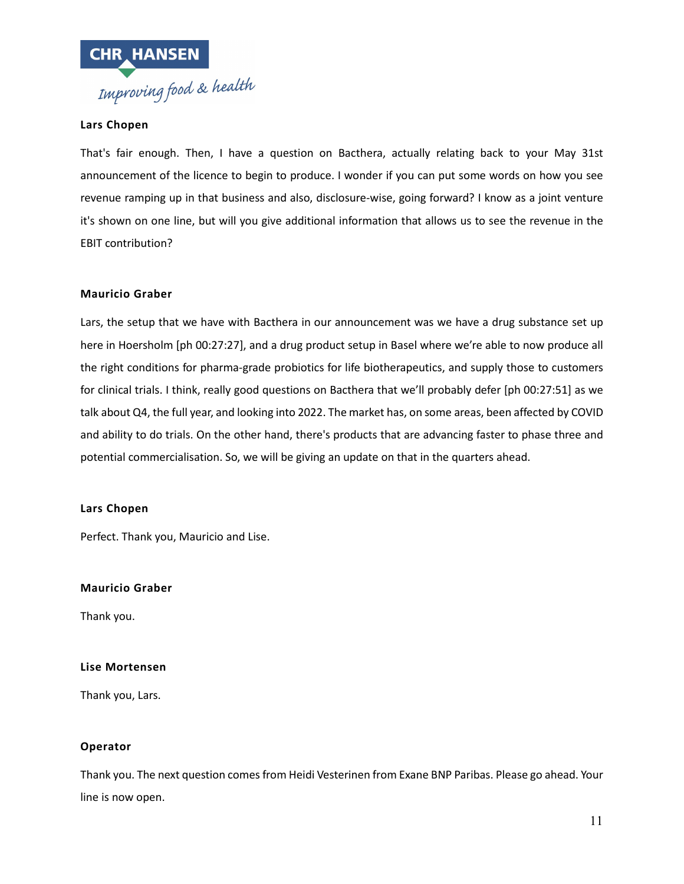**Lars Chopen**

That's fair enough. Then, I have a question on Bacthera, actually relating back to your May 31st announcement of the licence to begin to produce. I wonder if you can put some words on how you see revenue ramping up in that business and also, disclosure-wise, going forward? I know as a joint venture it's shown on one line, but will you give additional information that allows us to see the revenue in the EBIT contribution?

**Mauricio Graber**

Lars, the setup that we have with Bacthera in our announcement was we have a drug substance set up here in Hoersholm [ph 00:27:27], and a drug product setup in Basel where we're able to now produce all the right conditions for pharma-grade probiotics for life biotherapeutics, and supply those to customers for clinical trials. I think, really good questions on Bacthera that we'll probably defer [ph 00:27:51] as we talk about Q4, the full year, and looking into 2022. The market has, on some areas, been affected by COVID and ability to do trials. On the other hand, there's products that are advancing faster to phase three and potential commercialisation. So, we will be giving an update on that in the quarters ahead.

**Lars Chopen**

Perfect. Thank you, Mauricio and Lise.

**Mauricio Graber**

Thank you.

**Lise Mortensen**

Thank you, Lars.

**Operator**

Thank you. The next question comes from Heidi Vesterinen from Exane BNP Paribas. Please go ahead. Your line is now open.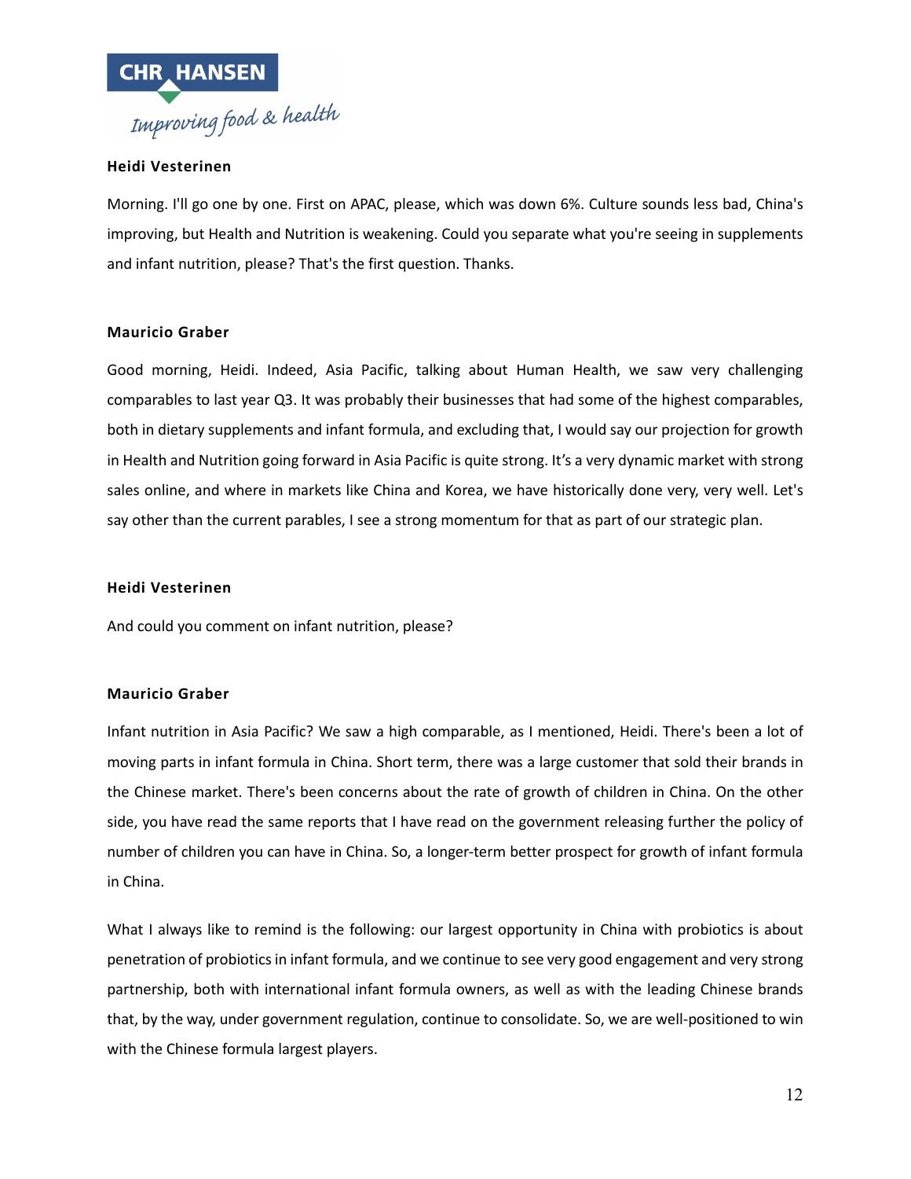**Heidi Vesterinen**

Morning. I'll go one by one. First on APAC, please, which was down 6%. Culture sounds less bad, China's improving, but Health and Nutrition is weakening. Could you separate what you're seeing in supplements and infant nutrition, please? That's the first question. Thanks.

**Mauricio Graber**

Good morning, Heidi. Indeed, Asia Pacific, talking about Human Health, we saw very challenging comparables to last year Q3. It was probably their businesses that had some of the highest comparables, both in dietary supplements and infant formula, and excluding that, I would say our projection for growth in Health and Nutrition going forward in Asia Pacific is quite strong. It's a very dynamic market with strong sales online, and where in markets like China and Korea, we have historically done very, very well. Let's say other than the current parables, I see a strong momentum for that as part of our strategic plan.

**Heidi Vesterinen**

And could you comment on infant nutrition, please?

**Mauricio Graber**

Infant nutrition in Asia Pacific? We saw a high comparable, as I mentioned, Heidi. There's been a lot of moving parts in infant formula in China. Short term, there was a large customer that sold their brands in the Chinese market. There's been concerns about the rate of growth of children in China. On the other side, you have read the same reports that I have read on the government releasing further the policy of number of children you can have in China. So, a longer-term better prospect for growth of infant formula in China.

What I always like to remind is the following: our largest opportunity in China with probiotics is about penetration of probiotics in infant formula, and we continue to see very good engagement and very strong partnership, both with international infant formula owners, as well as with the leading Chinese brands that, by the way, under government regulation, continue to consolidate. So, we are well-positioned to win with the Chinese formula largest players.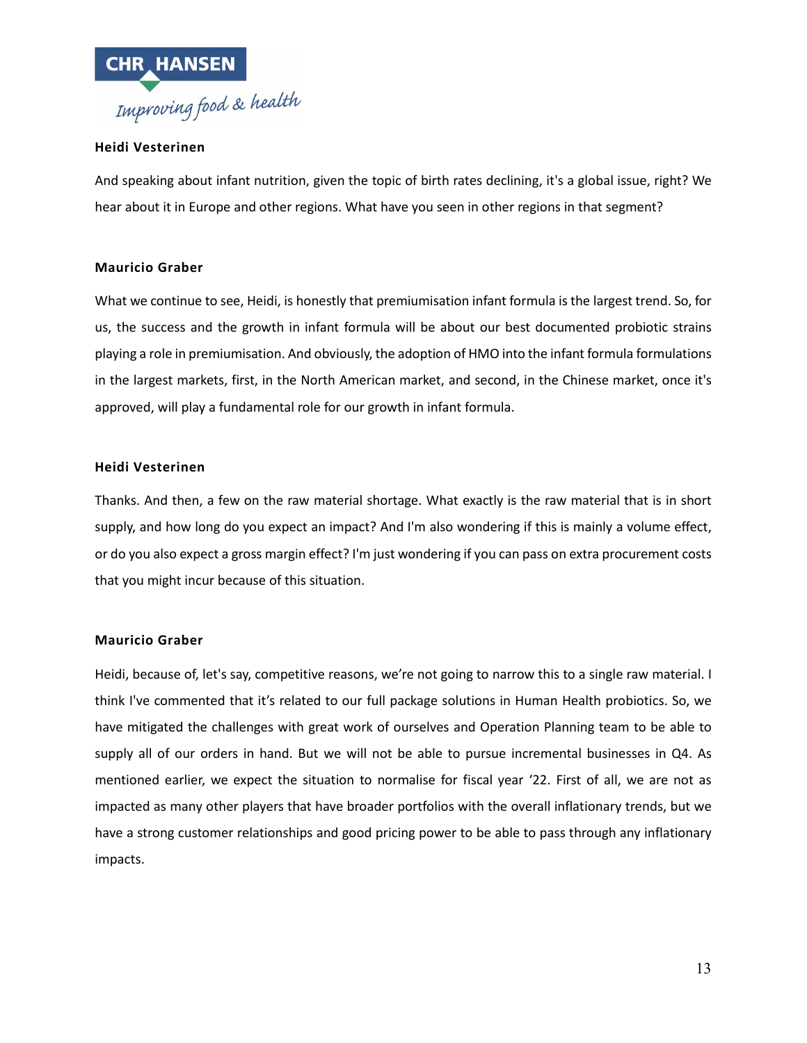**Heidi Vesterinen**

And speaking about infant nutrition, given the topic of birth rates declining, it's a global issue, right? We hear about it in Europe and other regions. What have you seen in other regions in that segment?

**Mauricio Graber**

What we continue to see, Heidi, is honestly that premiumisation infant formula is the largest trend. So, for us, the success and the growth in infant formula will be about our best documented probiotic strains playing a role in premiumisation. And obviously, the adoption of HMO into the infant formula formulations in the largest markets, first, in the North American market, and second, in the Chinese market, once it's approved, will play a fundamental role for our growth in infant formula.

**Heidi Vesterinen**

Thanks. And then, a few on the raw material shortage. What exactly is the raw material that is in short supply, and how long do you expect an impact? And I'm also wondering if this is mainly a volume effect, or do you also expect a gross margin effect? I'm just wondering if you can pass on extra procurement costs that you might incur because of this situation.

**Mauricio Graber**

Heidi, because of, let's say, competitive reasons, we're not going to narrow this to a single raw material. I think I've commented that it's related to our full package solutions in Human Health probiotics. So, we have mitigated the challenges with great work of ourselves and Operation Planning team to be able to supply all of our orders in hand. But we will not be able to pursue incremental businesses in Q4. As mentioned earlier, we expect the situation to normalise for fiscal year '22. First of all, we are not as impacted as many other players that have broader portfolios with the overall inflationary trends, but we have a strong customer relationships and good pricing power to be able to pass through any inflationary impacts.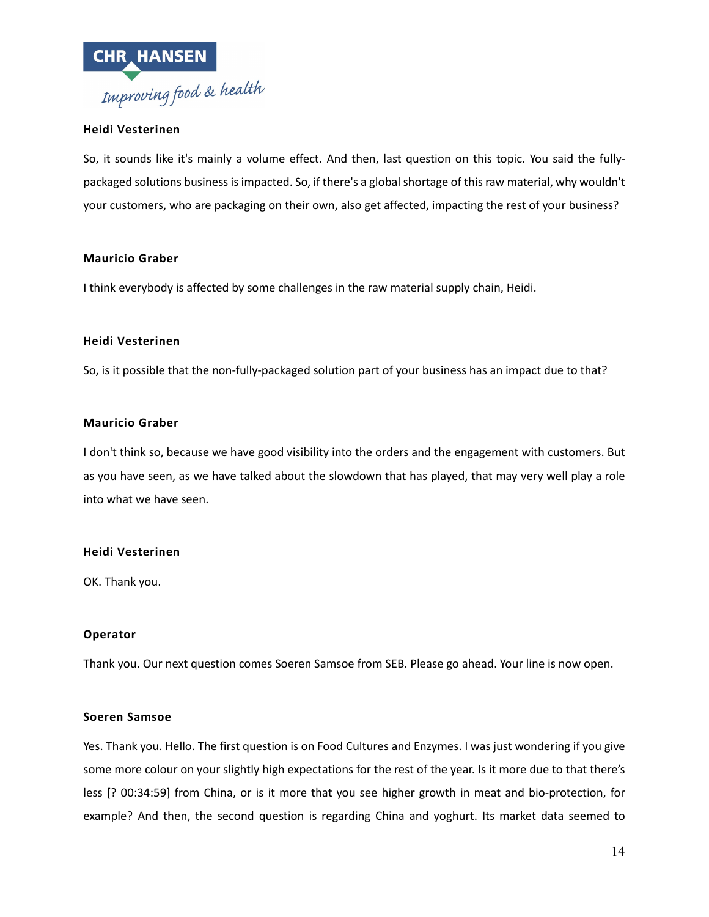**Heidi Vesterinen**

So, it sounds like it's mainly a volume effect. And then, last question on this topic. You said the fully-packaged solutions business is impacted. So, if there's a global shortage of this raw material, why wouldn't your customers, who are packaging on their own, also get affected, impacting the rest of your business?

**Mauricio Graber**

I think everybody is affected by some challenges in the raw material supply chain, Heidi.

**Heidi Vesterinen**

So, is it possible that the non-fully-packaged solution part of your business has an impact due to that?

**Mauricio Graber**

I don't think so, because we have good visibility into the orders and the engagement with customers. But as you have seen, as we have talked about the slowdown that has played, that may very well play a role into what we have seen.

**Heidi Vesterinen**

OK. Thank you.

**Operator**

Thank you. Our next question comes Soeren Samsoe from SEB. Please go ahead. Your line is now open.

**Soeren Samsoe**

Yes. Thank you. Hello. The first question is on Food Cultures and Enzymes. I was just wondering if you give some more colour on your slightly high expectations for the rest of the year. Is it more due to that there's less [? 00:34:59] from China, or is it more that you see higher growth in meat and bio-protection, for example? And then, the second question is regarding China and yoghurt. Its market data seemed to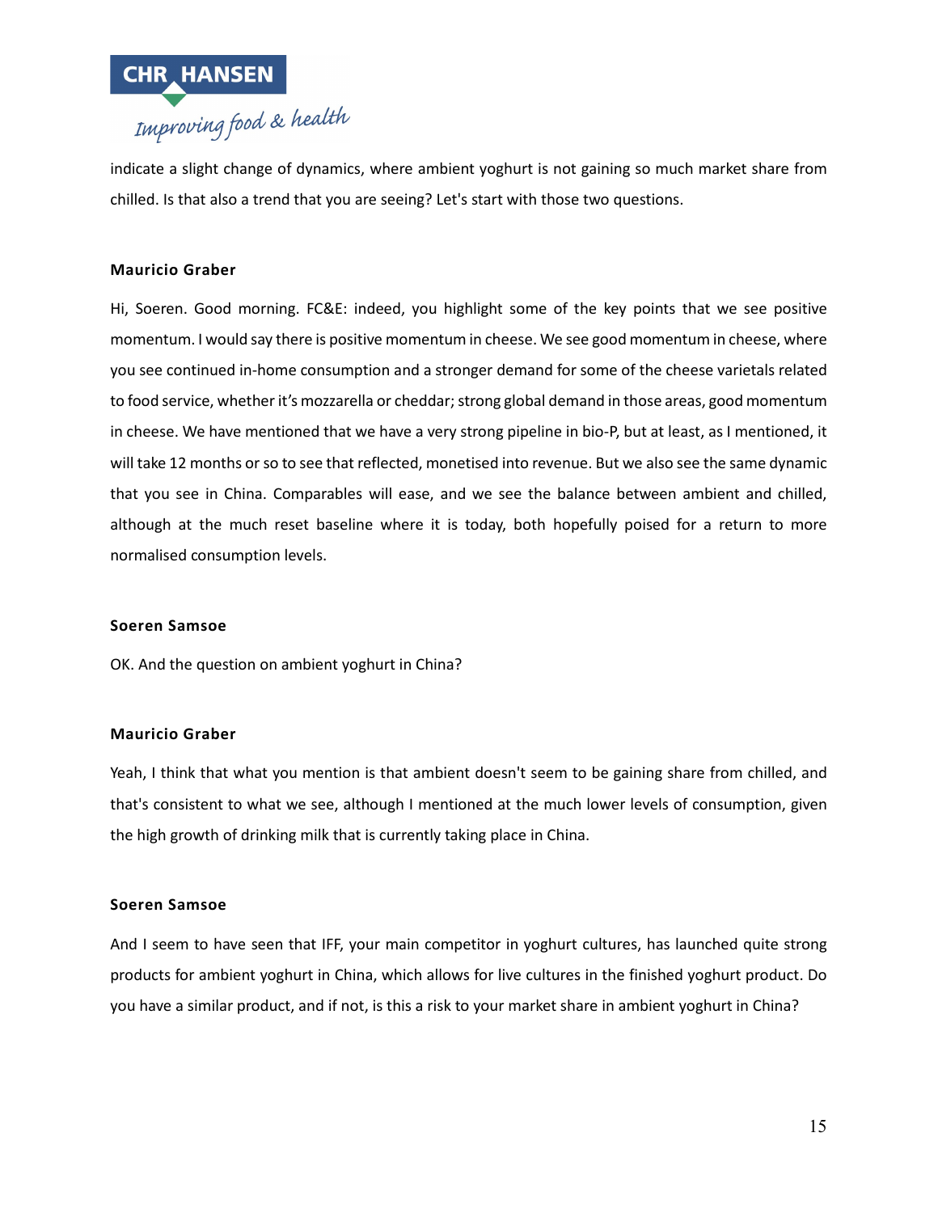indicate a slight change of dynamics, where ambient yoghurt is not gaining so much market share from chilled. Is that also a trend that you are seeing? Let's start with those two questions.

**Mauricio Graber**

Hi, Soeren. Good morning. FC&E: indeed, you highlight some of the key points that we see positive momentum. I would say there is positive momentum in cheese. We see good momentum in cheese, where you see continued in-home consumption and a stronger demand for some of the cheese varietals related to food service, whether it's mozzarella or cheddar; strong global demand in those areas, good momentum in cheese. We have mentioned that we have a very strong pipeline in bio-P, but at least, as I mentioned, it will take 12 months or so to see that reflected, monetised into revenue. But we also see the same dynamic that you see in China. Comparables will ease, and we see the balance between ambient and chilled, although at the much reset baseline where it is today, both hopefully poised for a return to more normalised consumption levels.

**Soeren Samsoe**

OK. And the question on ambient yoghurt in China?

**Mauricio Graber**

Yeah, I think that what you mention is that ambient doesn't seem to be gaining share from chilled, and that's consistent to what we see, although I mentioned at the much lower levels of consumption, given the high growth of drinking milk that is currently taking place in China.

**Soeren Samsoe**

And I seem to have seen that IFF, your main competitor in yoghurt cultures, has launched quite strong products for ambient yoghurt in China, which allows for live cultures in the finished yoghurt product. Do you have a similar product, and if not, is this a risk to your market share in ambient yoghurt in China?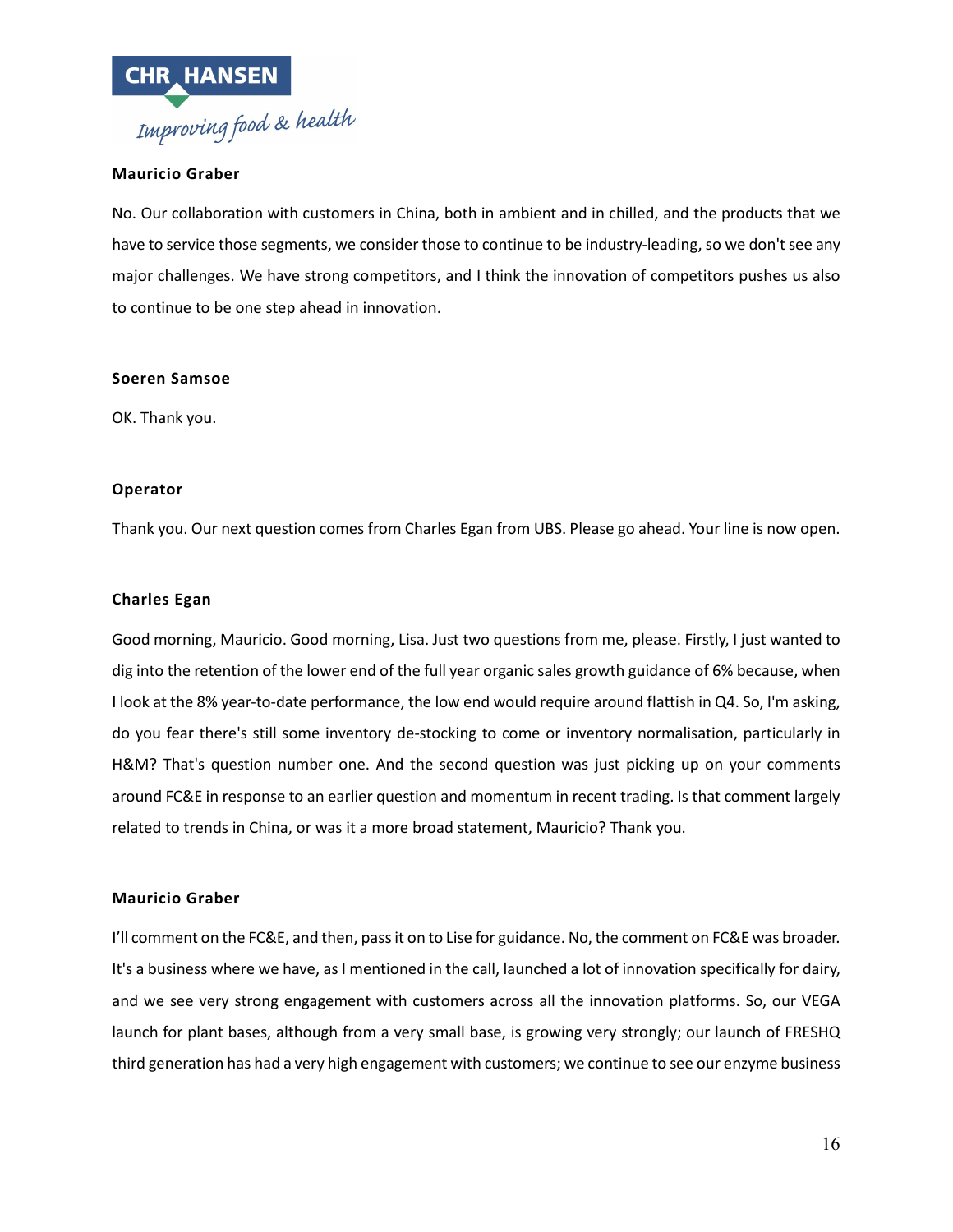**Mauricio Graber**

No. Our collaboration with customers in China, both in ambient and in chilled, and the products that we have to service those segments, we consider those to continue to be industry-leading, so we don't see any major challenges. We have strong competitors, and I think the innovation of competitors pushes us also to continue to be one step ahead in innovation.

**Soeren Samsoe**

OK. Thank you.

**Operator**

Thank you. Our next question comes from Charles Egan from UBS. Please go ahead. Your line is now open.

**Charles Egan**

Good morning, Mauricio. Good morning, Lisa. Just two questions from me, please. Firstly, I just wanted to dig into the retention of the lower end of the full year organic sales growth guidance of 6% because, when I look at the 8% year-to-date performance, the low end would require around flattish in Q4. So, I'm asking, do you fear there's still some inventory de-stocking to come or inventory normalisation, particularly in H&M? That's question number one. And the second question was just picking up on your comments around FC&E in response to an earlier question and momentum in recent trading. Is that comment largely related to trends in China, or was it a more broad statement, Mauricio? Thank you.

**Mauricio Graber**

I'll comment on the FC&E, and then, pass it on to Lise for guidance. No, the comment on FC&E was broader. It's a business where we have, as I mentioned in the call, launched a lot of innovation specifically for dairy, and we see very strong engagement with customers across all the innovation platforms. So, our VEGA launch for plant bases, although from a very small base, is growing very strongly; our launch of FRESHQ third generation has had a very high engagement with customers; we continue to see our enzyme business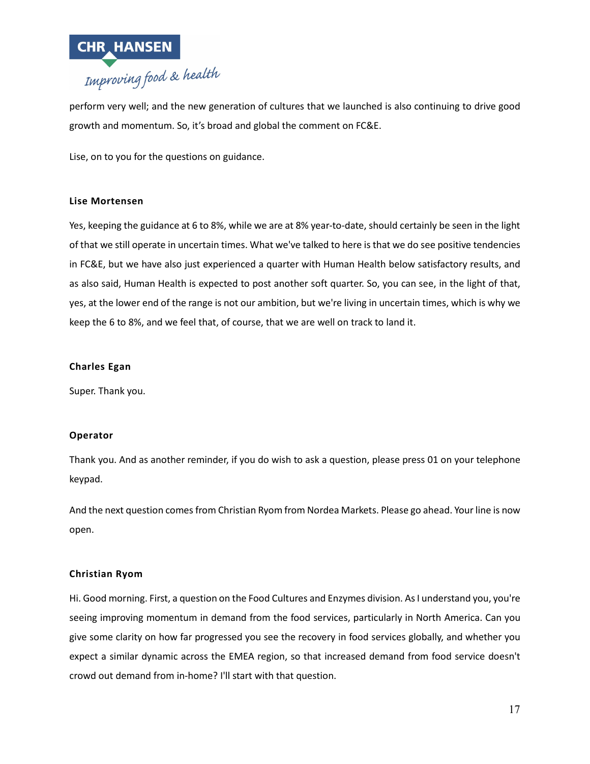perform very well; and the new generation of cultures that we launched is also continuing to drive good growth and momentum. So, it's broad and global the comment on FC&E.

Lise, on to you for the questions on guidance.

**Lise Mortensen**

Yes, keeping the guidance at 6 to 8%, while we are at 8% year-to-date, should certainly be seen in the light of that we still operate in uncertain times. What we've talked to here is that we do see positive tendencies in FC&E, but we have also just experienced a quarter with Human Health below satisfactory results, and as also said, Human Health is expected to post another soft quarter. So, you can see, in the light of that, yes, at the lower end of the range is not our ambition, but we're living in uncertain times, which is why we keep the 6 to 8%, and we feel that, of course, that we are well on track to land it.

**Charles Egan**

Super. Thank you.

**Operator**

Thank you. And as another reminder, if you do wish to ask a question, please press 01 on your telephone keypad.

And the next question comes from Christian Ryom from Nordea Markets. Please go ahead. Your line is now open.

**Christian Ryom**

Hi. Good morning. First, a question on the Food Cultures and Enzymes division. As I understand you, you're seeing improving momentum in demand from the food services, particularly in North America. Can you give some clarity on how far progressed you see the recovery in food services globally, and whether you expect a similar dynamic across the EMEA region, so that increased demand from food service doesn't crowd out demand from in-home? I'll start with that question.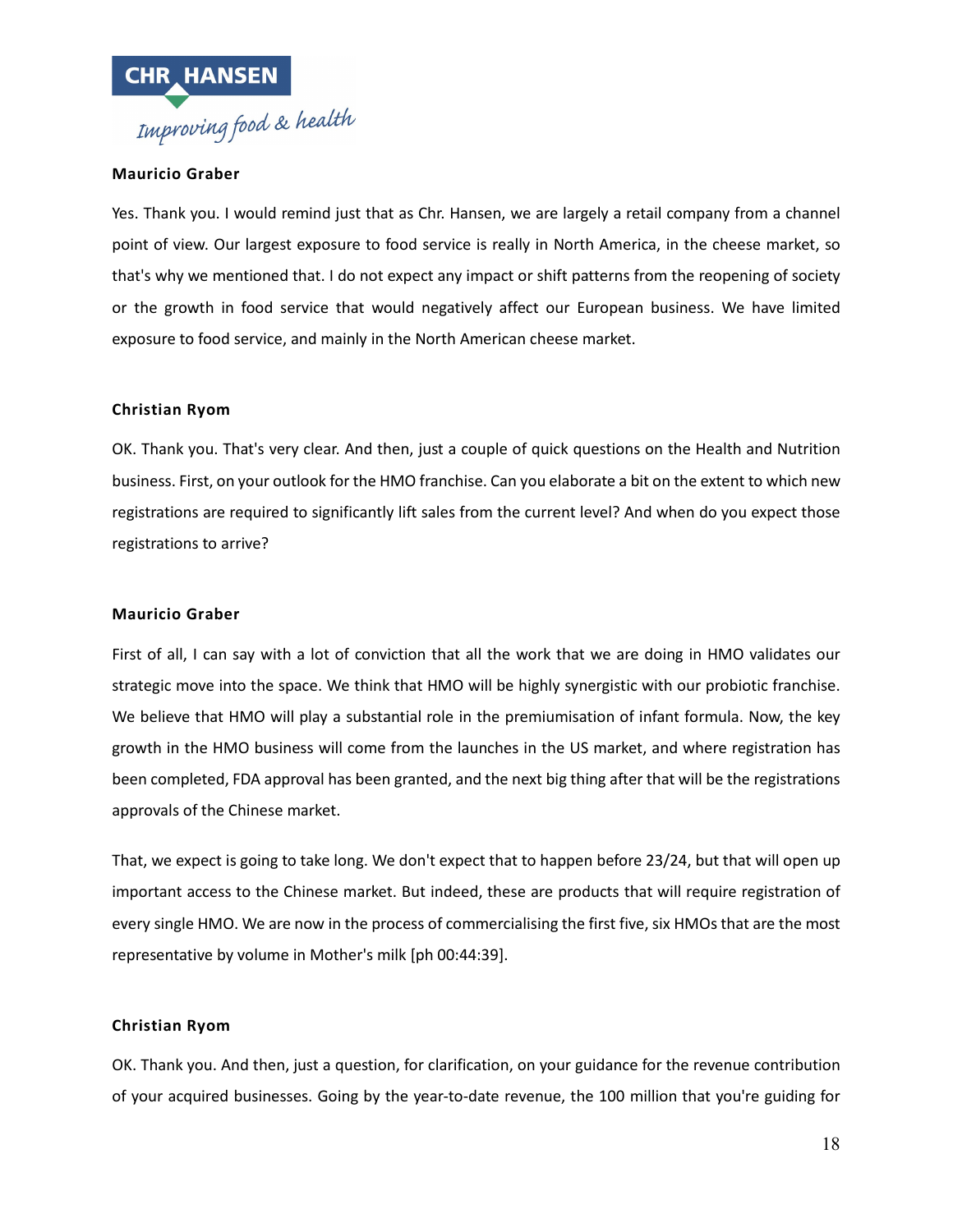**Mauricio Graber**

Yes. Thank you. I would remind just that as Chr. Hansen, we are largely a retail company from a channel point of view. Our largest exposure to food service is really in North America, in the cheese market, so that's why we mentioned that. I do not expect any impact or shift patterns from the reopening of society or the growth in food service that would negatively affect our European business. We have limited exposure to food service, and mainly in the North American cheese market.

**Christian Ryom**

OK. Thank you. That's very clear. And then, just a couple of quick questions on the Health and Nutrition business. First, on your outlook for the HMO franchise. Can you elaborate a bit on the extent to which new registrations are required to significantly lift sales from the current level? And when do you expect those registrations to arrive?

**Mauricio Graber**

First of all, I can say with a lot of conviction that all the work that we are doing in HMO validates our strategic move into the space. We think that HMO will be highly synergistic with our probiotic franchise. We believe that HMO will play a substantial role in the premiumisation of infant formula. Now, the key growth in the HMO business will come from the launches in the US market, and where registration has been completed, FDA approval has been granted, and the next big thing after that will be the registrations approvals of the Chinese market.

That, we expect is going to take long. We don't expect that to happen before 23/24, but that will open up important access to the Chinese market. But indeed, these are products that will require registration of every single HMO. We are now in the process of commercialising the first five, six HMOs that are the most representative by volume in Mother's milk [ph 00:44:39].

**Christian Ryom**

OK. Thank you. And then, just a question, for clarification, on your guidance for the revenue contribution of your acquired businesses. Going by the year-to-date revenue, the 100 million that you're guiding for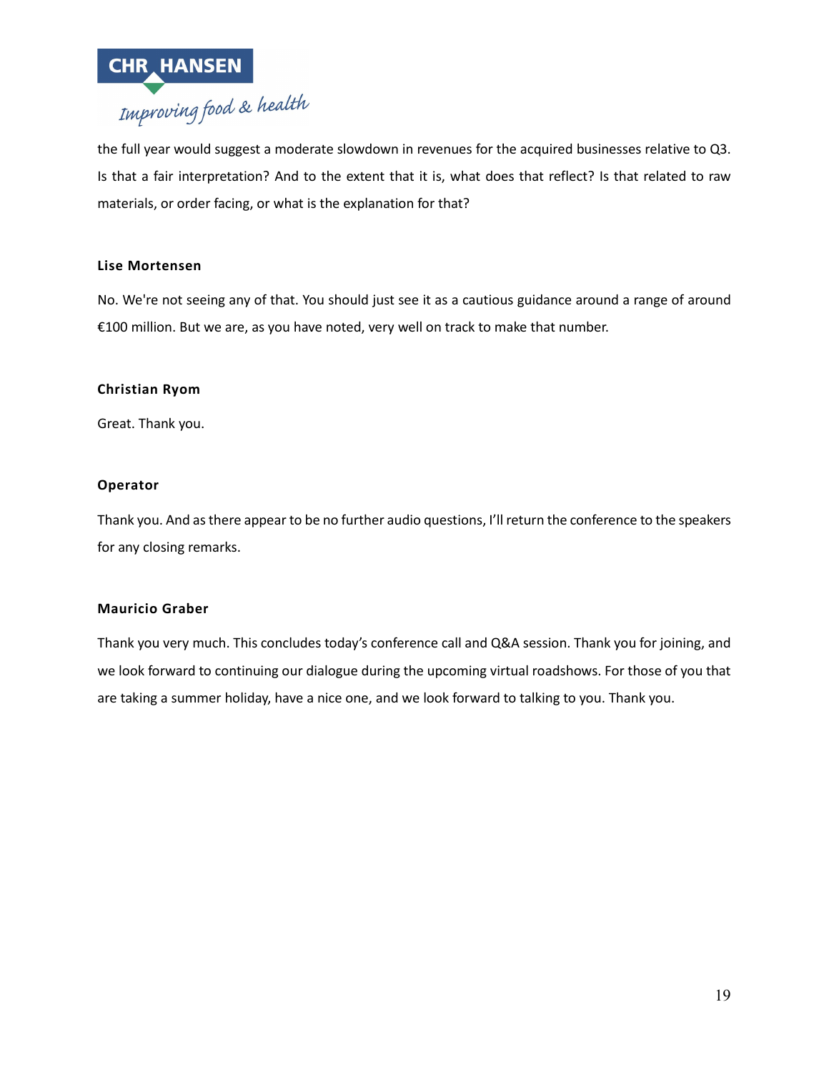the full year would suggest a moderate slowdown in revenues for the acquired businesses relative to Q3. Is that a fair interpretation? And to the extent that it is, what does that reflect? Is that related to raw materials, or order facing, or what is the explanation for that?

**Lise Mortensen**

No. We're not seeing any of that. You should just see it as a cautious guidance around a range of around €100 million. But we are, as you have noted, very well on track to make that number.

**Christian Ryom**

Great. Thank you.

**Operator**

Thank you. And as there appear to be no further audio questions, I'll return the conference to the speakers for any closing remarks.

**Mauricio Graber**

Thank you very much. This concludes today's conference call and Q&A session. Thank you for joining, and we look forward to continuing our dialogue during the upcoming virtual roadshows. For those of you that are taking a summer holiday, have a nice one, and we look forward to talking to you. Thank you.